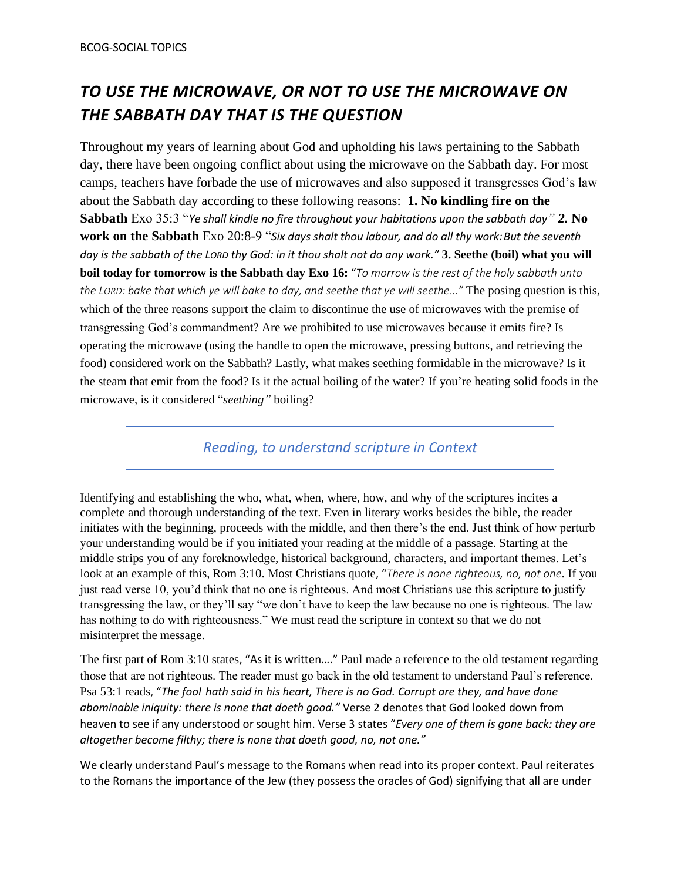# *TO USE THE MICROWAVE, OR NOT TO USE THE MICROWAVE ON THE SABBATH DAY THAT IS THE QUESTION*

Throughout my years of learning about God and upholding his laws pertaining to the Sabbath day, there have been ongoing conflict about using the microwave on the Sabbath day. For most camps, teachers have forbade the use of microwaves and also supposed it transgresses God's law about the Sabbath day according to these following reasons: **1. No kindling fire on the Sabbath** Exo 35:3 "*Ye shall kindle no fire throughout your habitations upon the sabbath day" **2.*** **No work on the Sabbath** Exo 20:8-9 "*Six days shalt thou labour, and do all thy work: But the seventh day is the sabbath of the LORD thy God: in it thou shalt not do any work."* **3. Seethe (boil) what you will boil today for tomorrow is the Sabbath day Exo 16:** "*To morrow is the rest of the holy sabbath unto the LORD: bake that which ye will bake to day, and seethe that ye will seethe…"* The posing question is this, which of the three reasons support the claim to discontinue the use of microwaves with the premise of transgressing God's commandment? Are we prohibited to use microwaves because it emits fire? Is operating the microwave (using the handle to open the microwave, pressing buttons, and retrieving the food) considered work on the Sabbath? Lastly, what makes seething formidable in the microwave? Is it the steam that emit from the food? Is it the actual boiling of the water? If you're heating solid foods in the microwave, is it considered "*seething"* boiling?

---

## *Reading, to understand scripture in Context*

---

Identifying and establishing the who, what, when, where, how, and why of the scriptures incites a complete and thorough understanding of the text. Even in literary works besides the bible, the reader initiates with the beginning, proceeds with the middle, and then there's the end. Just think of how perturb your understanding would be if you initiated your reading at the middle of a passage. Starting at the middle strips you of any foreknowledge, historical background, characters, and important themes. Let's look at an example of this, Rom 3:10. Most Christians quote, "*There is none righteous, no, not one*. If you just read verse 10, you'd think that no one is righteous. And most Christians use this scripture to justify transgressing the law, or they'll say "we don't have to keep the law because no one is righteous. The law has nothing to do with righteousness." We must read the scripture in context so that we do not misinterpret the message.

The first part of Rom 3:10 states, "As it is written…." Paul made a reference to the old testament regarding those that are not righteous. The reader must go back in the old testament to understand Paul's reference. Psa 53:1 reads, "*The fool hath said in his heart, There is no God. Corrupt are they, and have done abominable iniquity: there is none that doeth good."* Verse 2 denotes that God looked down from heaven to see if any understood or sought him. Verse 3 states "*Every one of them is gone back: they are altogether become filthy; there is none that doeth good, no, not one."*

We clearly understand Paul's message to the Romans when read into its proper context. Paul reiterates to the Romans the importance of the Jew (they possess the oracles of God) signifying that all are under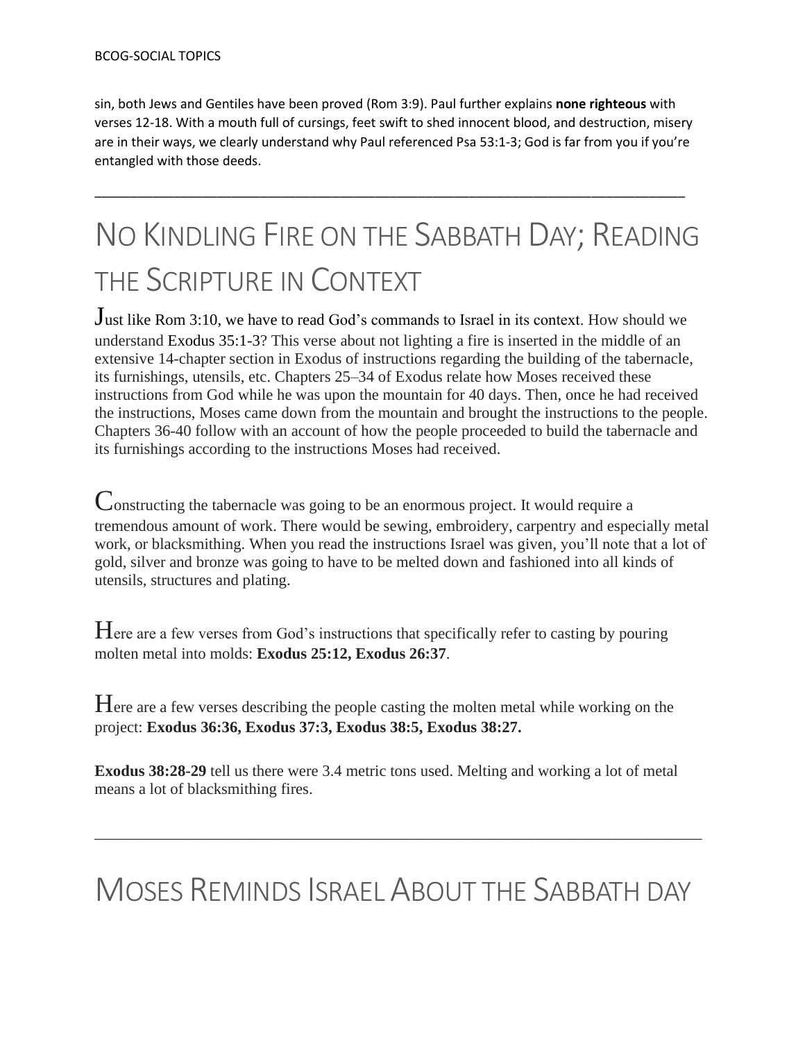sin, both Jews and Gentiles have been proved (Rom 3:9). Paul further explains **none righteous** with verses 12-18. With a mouth full of cursings, feet swift to shed innocent blood, and destruction, misery are in their ways, we clearly understand why Paul referenced Psa 53:1-3; God is far from you if you're entangled with those deeds.

---

# No Kindling Fire on the Sabbath Day; Reading the Scripture in Context

Just like Rom 3:10, we have to read God's commands to Israel in its context. How should we understand Exodus 35:1-3? This verse about not lighting a fire is inserted in the middle of an extensive 14-chapter section in Exodus of instructions regarding the building of the tabernacle, its furnishings, utensils, etc. Chapters 25–34 of Exodus relate how Moses received these instructions from God while he was upon the mountain for 40 days. Then, once he had received the instructions, Moses came down from the mountain and brought the instructions to the people. Chapters 36-40 follow with an account of how the people proceeded to build the tabernacle and its furnishings according to the instructions Moses had received.

Constructing the tabernacle was going to be an enormous project. It would require a tremendous amount of work. There would be sewing, embroidery, carpentry and especially metal work, or blacksmithing. When you read the instructions Israel was given, you'll note that a lot of gold, silver and bronze was going to have to be melted down and fashioned into all kinds of utensils, structures and plating.

Here are a few verses from God's instructions that specifically refer to casting by pouring molten metal into molds: **Exodus 25:12, Exodus 26:37**.

Here are a few verses describing the people casting the molten metal while working on the project: **Exodus 36:36, Exodus 37:3, Exodus 38:5, Exodus 38:27.**

**Exodus 38:28-29** tell us there were 3.4 metric tons used. Melting and working a lot of metal means a lot of blacksmithing fires.

---

# Moses Reminds Israel About the Sabbath Day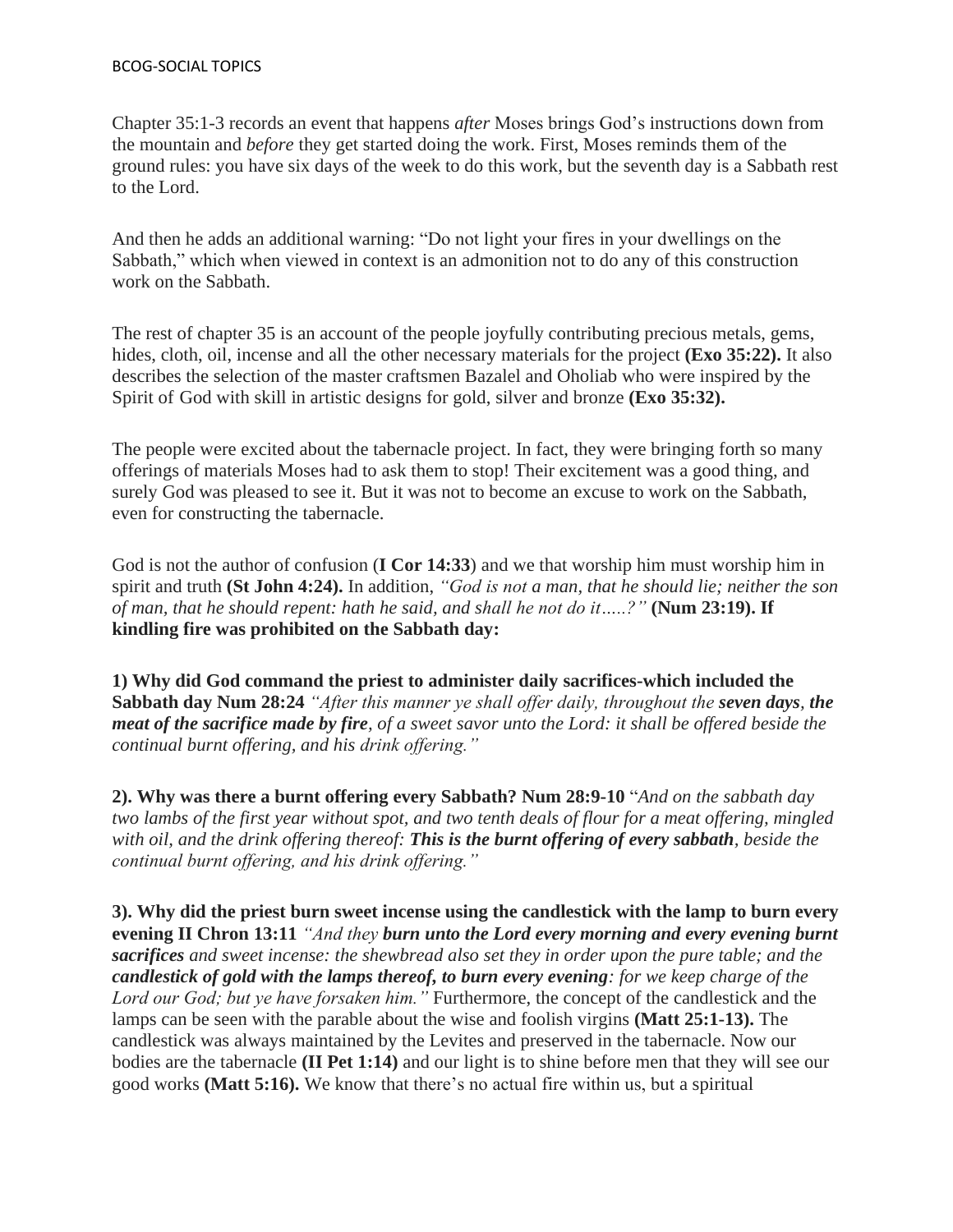Chapter 35:1-3 records an event that happens *after* Moses brings God's instructions down from the mountain and *before* they get started doing the work. First, Moses reminds them of the ground rules: you have six days of the week to do this work, but the seventh day is a Sabbath rest to the Lord.

And then he adds an additional warning: "Do not light your fires in your dwellings on the Sabbath," which when viewed in context is an admonition not to do any of this construction work on the Sabbath.

The rest of chapter 35 is an account of the people joyfully contributing precious metals, gems, hides, cloth, oil, incense and all the other necessary materials for the project **(Exo 35:22).** It also describes the selection of the master craftsmen Bazalel and Oholiab who were inspired by the Spirit of God with skill in artistic designs for gold, silver and bronze **(Exo 35:32).**

The people were excited about the tabernacle project. In fact, they were bringing forth so many offerings of materials Moses had to ask them to stop! Their excitement was a good thing, and surely God was pleased to see it. But it was not to become an excuse to work on the Sabbath, even for constructing the tabernacle.

God is not the author of confusion (**I Cor 14:33**) and we that worship him must worship him in spirit and truth **(St John 4:24).** In addition, *"God is not a man, that he should lie; neither the son of man, that he should repent: hath he said, and shall he not do it…..?"* **(Num 23:19). If kindling fire was prohibited on the Sabbath day:**

**1) Why did God command the priest to administer daily sacrifices-which included the Sabbath day Num 28:24** *"After this manner ye shall offer daily, throughout the* ***seven days****,* ***the meat of the sacrifice made by fire****, of a sweet savor unto the Lord: it shall be offered beside the continual burnt offering, and his drink offering."*

**2). Why was there a burnt offering every Sabbath? Num 28:9-10** "*And on the sabbath day two lambs of the first year without spot, and two tenth deals of flour for a meat offering, mingled with oil, and the drink offering thereof:* ***This is the burnt offering of every sabbath****, beside the continual burnt offering, and his drink offering."*

**3). Why did the priest burn sweet incense using the candlestick with the lamp to burn every evening II Chron 13:11** *"And they* ***burn unto the Lord every morning and every evening burnt sacrifices*** *and sweet incense: the shewbread also set they in order upon the pure table; and the* ***candlestick of gold with the lamps thereof, to burn every evening****: for we keep charge of the Lord our God; but ye have forsaken him."* Furthermore, the concept of the candlestick and the lamps can be seen with the parable about the wise and foolish virgins **(Matt 25:1-13).** The candlestick was always maintained by the Levites and preserved in the tabernacle. Now our bodies are the tabernacle **(II Pet 1:14)** and our light is to shine before men that they will see our good works **(Matt 5:16).** We know that there's no actual fire within us, but a spiritual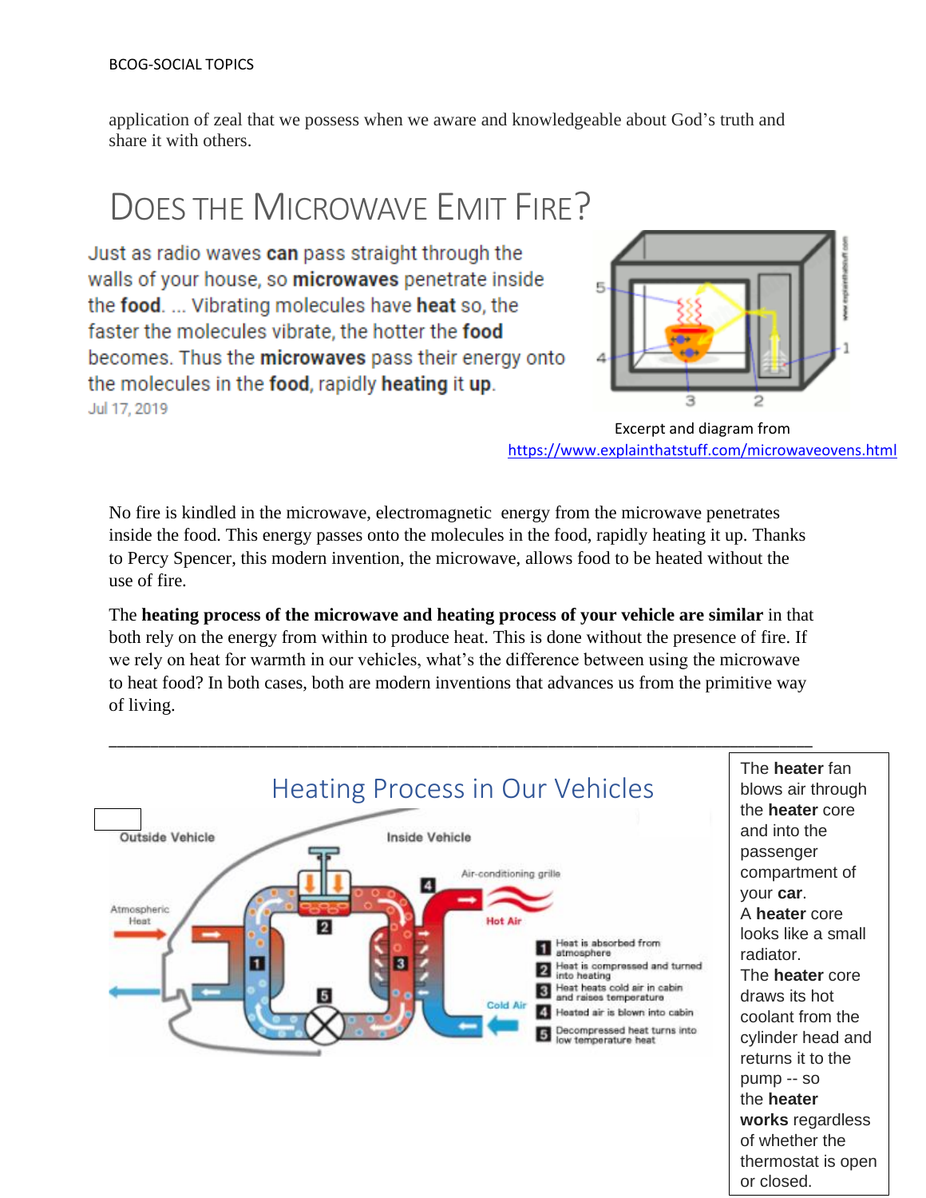application of zeal that we possess when we aware and knowledgeable about God's truth and share it with others.

# DOES THE MICROWAVE EMIT FIRE?

Just as radio waves **can** pass straight through the walls of your house, so **microwaves** penetrate inside the **food**. ... Vibrating molecules have **heat** so, the faster the molecules vibrate, the hotter the **food** becomes. Thus the **microwaves** pass their energy onto the molecules in the **food**, rapidly **heating** it **up**.

Jul 17, 2019

Excerpt and diagram from https://www.explainthatstuff.com/microwaveovens.html

No fire is kindled in the microwave, electromagnetic energy from the microwave penetrates inside the food. This energy passes onto the molecules in the food, rapidly heating it up. Thanks to Percy Spencer, this modern invention, the microwave, allows food to be heated without the use of fire.

The **heating process of the microwave and heating process of your vehicle are similar** in that both rely on the energy from within to produce heat. This is done without the presence of fire. If we rely on heat for warmth in our vehicles, what's the difference between using the microwave to heat food? In both cases, both are modern inventions that advances us from the primitive way of living.

---

## Heating Process in Our Vehicles

Outside Vehicle | Inside Vehicle

Atmospheric Heat | Air-conditioning grille | Hot Air | Cold Air

1. Heat is absorbed from atmosphere
2. Heat is compressed and turned into heating
3. Heat heats cold air in cabin and raises temperature
4. Heated air is blown into cabin
5. Decompressed heat turns into low temperature heat

The **heater** fan blows air through the **heater** core and into the passenger compartment of your **car**. A **heater** core looks like a small radiator. The **heater** core draws its hot coolant from the cylinder head and returns it to the pump -- so the **heater works** regardless of whether the thermostat is open or closed.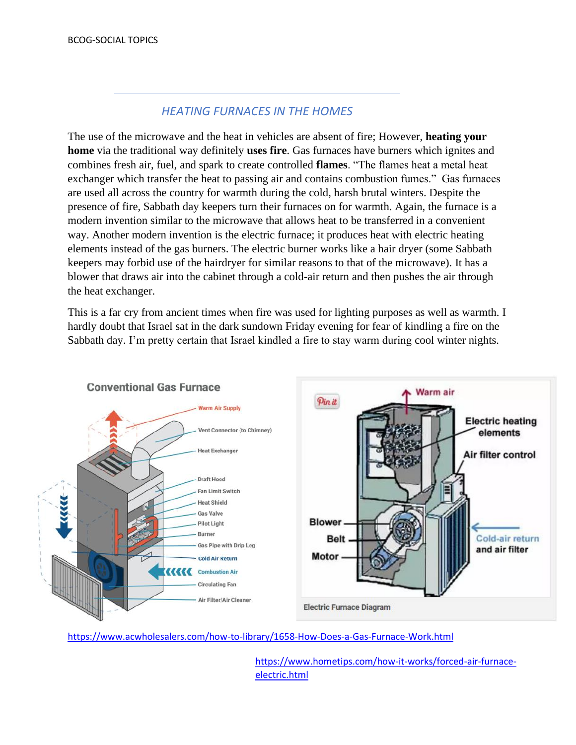## *HEATING FURNACES IN THE HOMES*

The use of the microwave and the heat in vehicles are absent of fire; However, **heating your home** via the traditional way definitely **uses fire**. Gas furnaces have burners which ignites and combines fresh air, fuel, and spark to create controlled **flames**. "The flames heat a metal heat exchanger which transfer the heat to passing air and contains combustion fumes." Gas furnaces are used all across the country for warmth during the cold, harsh brutal winters. Despite the presence of fire, Sabbath day keepers turn their furnaces on for warmth. Again, the furnace is a modern invention similar to the microwave that allows heat to be transferred in a convenient way. Another modern invention is the electric furnace; it produces heat with electric heating elements instead of the gas burners. The electric burner works like a hair dryer (some Sabbath keepers may forbid use of the hairdryer for similar reasons to that of the microwave). It has a blower that draws air into the cabinet through a cold-air return and then pushes the air through the heat exchanger.

This is a far cry from ancient times when fire was used for lighting purposes as well as warmth. I hardly doubt that Israel sat in the dark sundown Friday evening for fear of kindling a fire on the Sabbath day. I'm pretty certain that Israel kindled a fire to stay warm during cool winter nights.

Conventional Gas Furnace

Warm Air Supply, Vent Connector (to Chimney), Heat Exchanger, Draft Hood, Fan Limit Switch, Heat Shield, Gas Valve, Pilot Light, Burner, Gas Pipe with Drip Leg, Cold Air Return, Combustion Air, Circulating Fan, Air Filter/Air Cleaner

Warm air, Electric heating elements, Air filter control, Blower, Belt, Motor, Cold-air return and air filter

Electric Furnace Diagram

https://www.acwholesalers.com/how-to-library/1658-How-Does-a-Gas-Furnace-Work.html

https://www.hometips.com/how-it-works/forced-air-furnace-electric.html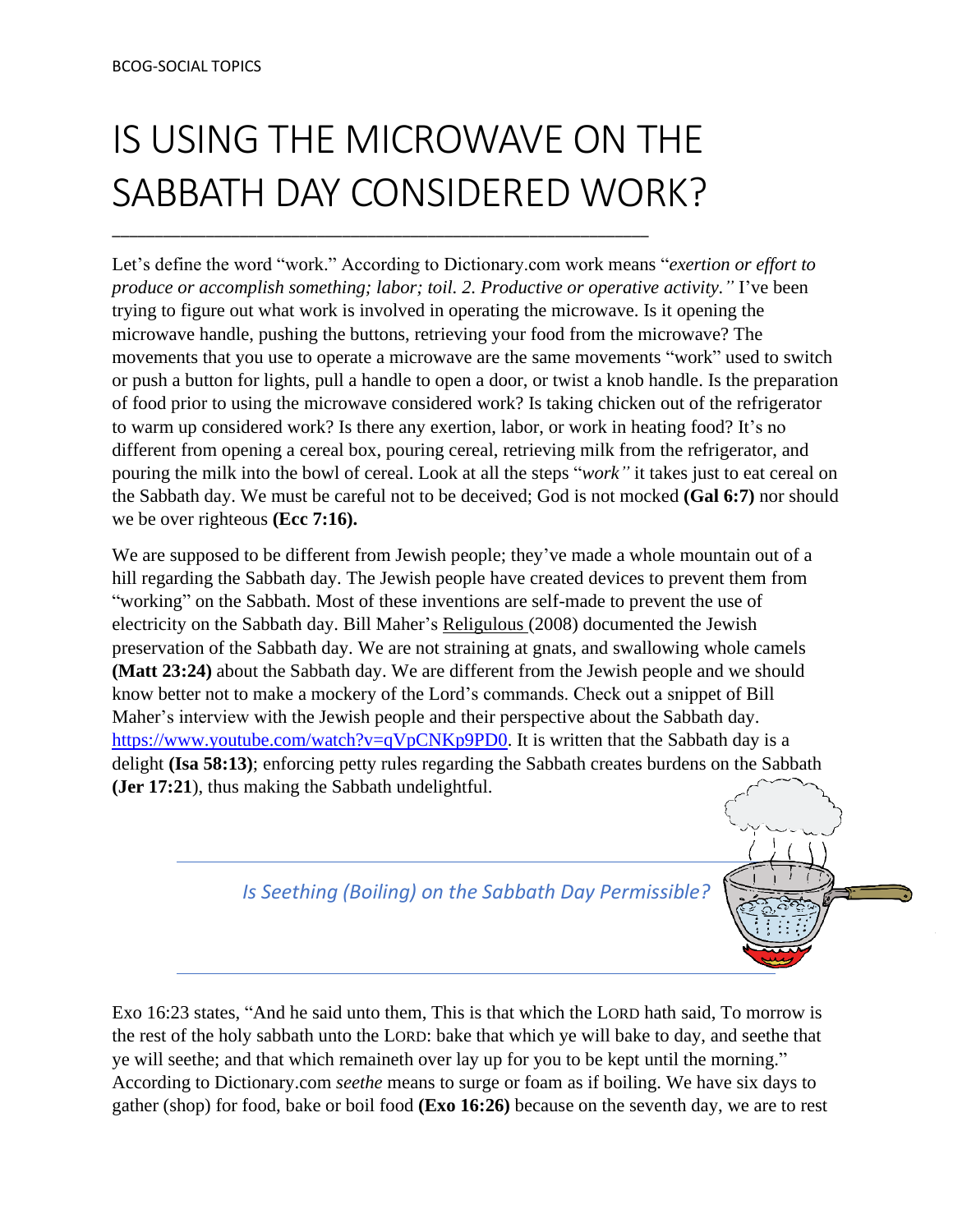# IS USING THE MICROWAVE ON THE SABBATH DAY CONSIDERED WORK?

Let's define the word "work." According to Dictionary.com work means "*exertion or effort to produce or accomplish something; labor; toil. 2. Productive or operative activity."* I've been trying to figure out what work is involved in operating the microwave. Is it opening the microwave handle, pushing the buttons, retrieving your food from the microwave? The movements that you use to operate a microwave are the same movements "work" used to switch or push a button for lights, pull a handle to open a door, or twist a knob handle. Is the preparation of food prior to using the microwave considered work? Is taking chicken out of the refrigerator to warm up considered work? Is there any exertion, labor, or work in heating food? It's no different from opening a cereal box, pouring cereal, retrieving milk from the refrigerator, and pouring the milk into the bowl of cereal. Look at all the steps "*work"* it takes just to eat cereal on the Sabbath day. We must be careful not to be deceived; God is not mocked **(Gal 6:7)** nor should we be over righteous **(Ecc 7:16).**

We are supposed to be different from Jewish people; they've made a whole mountain out of a hill regarding the Sabbath day. The Jewish people have created devices to prevent them from "working" on the Sabbath. Most of these inventions are self-made to prevent the use of electricity on the Sabbath day. Bill Maher's Religulous (2008) documented the Jewish preservation of the Sabbath day. We are not straining at gnats, and swallowing whole camels **(Matt 23:24)** about the Sabbath day. We are different from the Jewish people and we should know better not to make a mockery of the Lord's commands. Check out a snippet of Bill Maher's interview with the Jewish people and their perspective about the Sabbath day. https://www.youtube.com/watch?v=qVpCNKp9PD0. It is written that the Sabbath day is a delight **(Isa 58:13)**; enforcing petty rules regarding the Sabbath creates burdens on the Sabbath **(Jer 17:21**), thus making the Sabbath undelightful.

## *Is Seething (Boiling) on the Sabbath Day Permissible?*

Exo 16:23 states, "And he said unto them, This is that which the LORD hath said, To morrow is the rest of the holy sabbath unto the LORD: bake that which ye will bake to day, and seethe that ye will seethe; and that which remaineth over lay up for you to be kept until the morning." According to Dictionary.com *seethe* means to surge or foam as if boiling. We have six days to gather (shop) for food, bake or boil food **(Exo 16:26)** because on the seventh day, we are to rest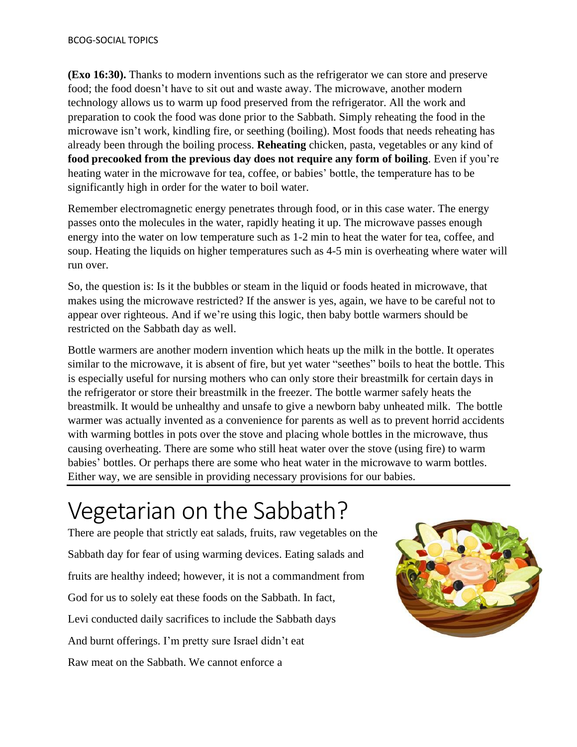**(Exo 16:30).** Thanks to modern inventions such as the refrigerator we can store and preserve food; the food doesn't have to sit out and waste away. The microwave, another modern technology allows us to warm up food preserved from the refrigerator. All the work and preparation to cook the food was done prior to the Sabbath. Simply reheating the food in the microwave isn't work, kindling fire, or seething (boiling). Most foods that needs reheating has already been through the boiling process. **Reheating** chicken, pasta, vegetables or any kind of **food precooked from the previous day does not require any form of boiling**. Even if you're heating water in the microwave for tea, coffee, or babies' bottle, the temperature has to be significantly high in order for the water to boil water.

Remember electromagnetic energy penetrates through food, or in this case water. The energy passes onto the molecules in the water, rapidly heating it up. The microwave passes enough energy into the water on low temperature such as 1-2 min to heat the water for tea, coffee, and soup. Heating the liquids on higher temperatures such as 4-5 min is overheating where water will run over.

So, the question is: Is it the bubbles or steam in the liquid or foods heated in microwave, that makes using the microwave restricted? If the answer is yes, again, we have to be careful not to appear over righteous. And if we're using this logic, then baby bottle warmers should be restricted on the Sabbath day as well.

Bottle warmers are another modern invention which heats up the milk in the bottle. It operates similar to the microwave, it is absent of fire, but yet water "seethes" boils to heat the bottle. This is especially useful for nursing mothers who can only store their breastmilk for certain days in the refrigerator or store their breastmilk in the freezer. The bottle warmer safely heats the breastmilk. It would be unhealthy and unsafe to give a newborn baby unheated milk. The bottle warmer was actually invented as a convenience for parents as well as to prevent horrid accidents with warming bottles in pots over the stove and placing whole bottles in the microwave, thus causing overheating. There are some who still heat water over the stove (using fire) to warm babies' bottles. Or perhaps there are some who heat water in the microwave to warm bottles. Either way, we are sensible in providing necessary provisions for our babies.

# Vegetarian on the Sabbath?

There are people that strictly eat salads, fruits, raw vegetables on the Sabbath day for fear of using warming devices. Eating salads and fruits are healthy indeed; however, it is not a commandment from God for us to solely eat these foods on the Sabbath. In fact, Levi conducted daily sacrifices to include the Sabbath days And burnt offerings. I'm pretty sure Israel didn't eat Raw meat on the Sabbath. We cannot enforce a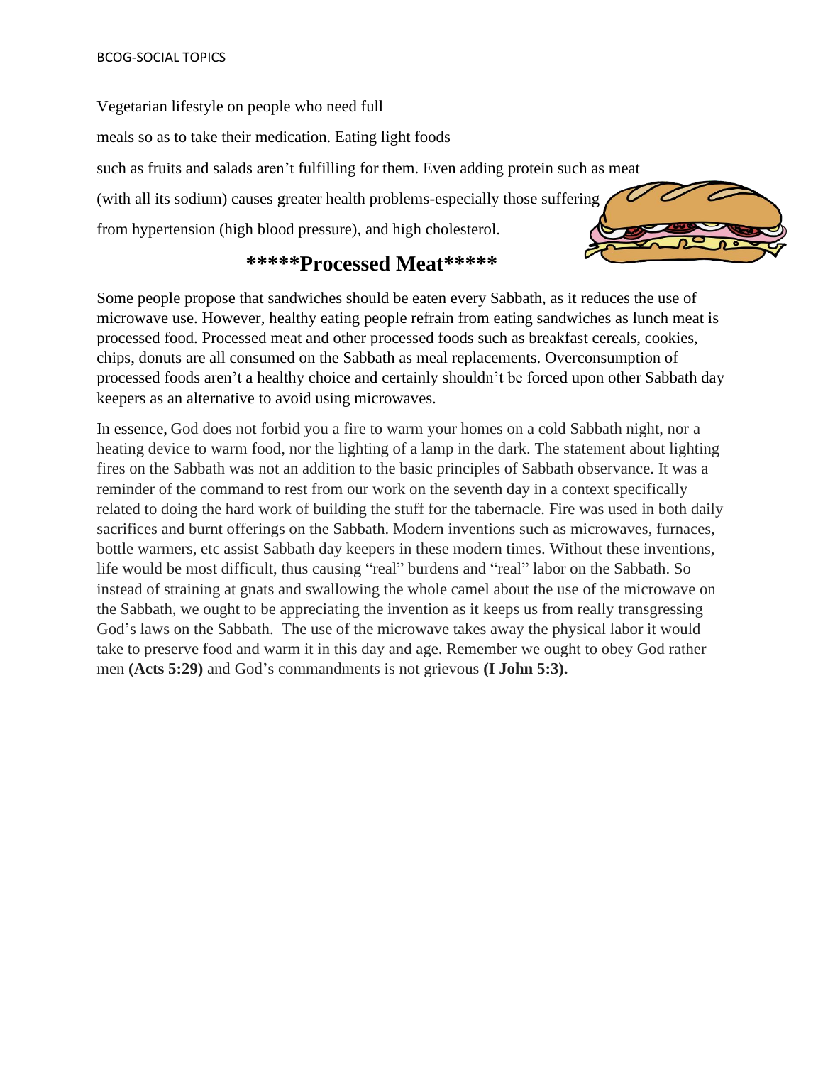Vegetarian lifestyle on people who need full meals so as to take their medication. Eating light foods such as fruits and salads aren't fulfilling for them. Even adding protein such as meat (with all its sodium) causes greater health problems-especially those suffering from hypertension (high blood pressure), and high cholesterol.

## *****Processed Meat*****

Some people propose that sandwiches should be eaten every Sabbath, as it reduces the use of microwave use. However, healthy eating people refrain from eating sandwiches as lunch meat is processed food. Processed meat and other processed foods such as breakfast cereals, cookies, chips, donuts are all consumed on the Sabbath as meal replacements. Overconsumption of processed foods aren't a healthy choice and certainly shouldn't be forced upon other Sabbath day keepers as an alternative to avoid using microwaves.

In essence, God does not forbid you a fire to warm your homes on a cold Sabbath night, nor a heating device to warm food, nor the lighting of a lamp in the dark. The statement about lighting fires on the Sabbath was not an addition to the basic principles of Sabbath observance. It was a reminder of the command to rest from our work on the seventh day in a context specifically related to doing the hard work of building the stuff for the tabernacle. Fire was used in both daily sacrifices and burnt offerings on the Sabbath. Modern inventions such as microwaves, furnaces, bottle warmers, etc assist Sabbath day keepers in these modern times. Without these inventions, life would be most difficult, thus causing "real" burdens and "real" labor on the Sabbath. So instead of straining at gnats and swallowing the whole camel about the use of the microwave on the Sabbath, we ought to be appreciating the invention as it keeps us from really transgressing God's laws on the Sabbath. The use of the microwave takes away the physical labor it would take to preserve food and warm it in this day and age. Remember we ought to obey God rather men **(Acts 5:29)** and God's commandments is not grievous **(I John 5:3).**